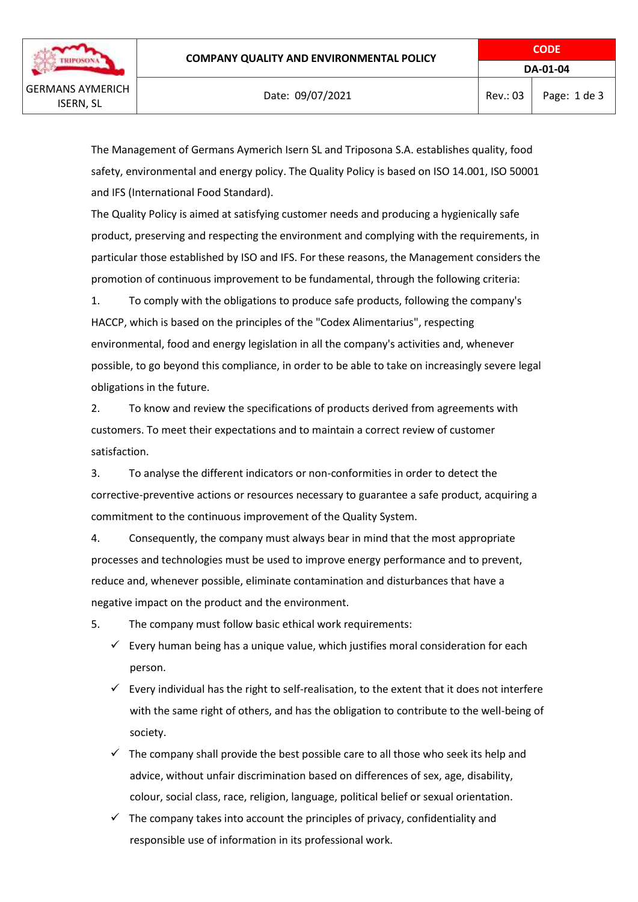| GERMANS AYMERICH ISERN, SL | COMPANY QUALITY AND ENVIRONMENTAL POLICY | CODE | |
|---|---|---|---|
| | | DA-01-04 | |
| | Date: 09/07/2021 | Rev.: 03 | Page: 1 de 3 |

The Management of Germans Aymerich Isern SL and Triposona S.A. establishes quality, food safety, environmental and energy policy. The Quality Policy is based on ISO 14.001, ISO 50001 and IFS (International Food Standard).

The Quality Policy is aimed at satisfying customer needs and producing a hygienically safe product, preserving and respecting the environment and complying with the requirements, in particular those established by ISO and IFS. For these reasons, the Management considers the promotion of continuous improvement to be fundamental, through the following criteria:

1. To comply with the obligations to produce safe products, following the company's HACCP, which is based on the principles of the "Codex Alimentarius", respecting environmental, food and energy legislation in all the company's activities and, whenever possible, to go beyond this compliance, in order to be able to take on increasingly severe legal obligations in the future.
2. To know and review the specifications of products derived from agreements with customers. To meet their expectations and to maintain a correct review of customer satisfaction.
3. To analyse the different indicators or non-conformities in order to detect the corrective-preventive actions or resources necessary to guarantee a safe product, acquiring a commitment to the continuous improvement of the Quality System.
4. Consequently, the company must always bear in mind that the most appropriate processes and technologies must be used to improve energy performance and to prevent, reduce and, whenever possible, eliminate contamination and disturbances that have a negative impact on the product and the environment.
5. The company must follow basic ethical work requirements:
   - ✓ Every human being has a unique value, which justifies moral consideration for each person.
   - ✓ Every individual has the right to self-realisation, to the extent that it does not interfere with the same right of others, and has the obligation to contribute to the well-being of society.
   - ✓ The company shall provide the best possible care to all those who seek its help and advice, without unfair discrimination based on differences of sex, age, disability, colour, social class, race, religion, language, political belief or sexual orientation.
   - ✓ The company takes into account the principles of privacy, confidentiality and responsible use of information in its professional work.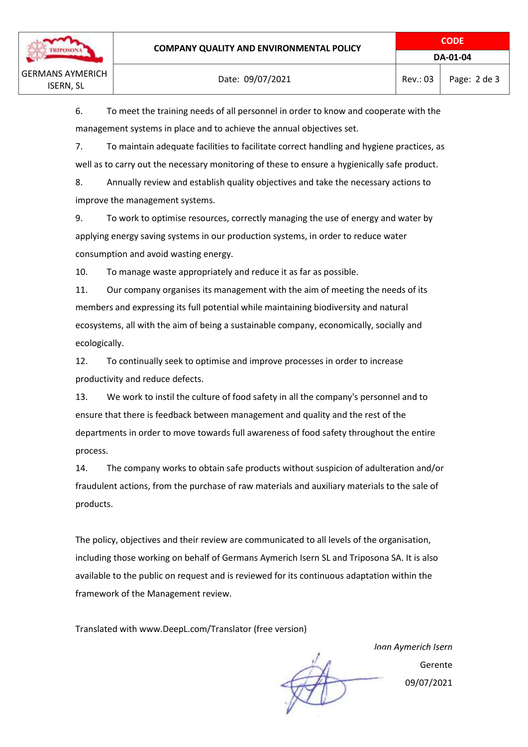6. To meet the training needs of all personnel in order to know and cooperate with the management systems in place and to achieve the annual objectives set.

7. To maintain adequate facilities to facilitate correct handling and hygiene practices, as well as to carry out the necessary monitoring of these to ensure a hygienically safe product.

8. Annually review and establish quality objectives and take the necessary actions to improve the management systems.

9. To work to optimise resources, correctly managing the use of energy and water by applying energy saving systems in our production systems, in order to reduce water consumption and avoid wasting energy.

10. To manage waste appropriately and reduce it as far as possible.

11. Our company organises its management with the aim of meeting the needs of its members and expressing its full potential while maintaining biodiversity and natural ecosystems, all with the aim of being a sustainable company, economically, socially and ecologically.

12. To continually seek to optimise and improve processes in order to increase productivity and reduce defects.

13. We work to instil the culture of food safety in all the company's personnel and to ensure that there is feedback between management and quality and the rest of the departments in order to move towards full awareness of food safety throughout the entire process.

14. The company works to obtain safe products without suspicion of adulteration and/or fraudulent actions, from the purchase of raw materials and auxiliary materials to the sale of products.

The policy, objectives and their review are communicated to all levels of the organisation, including those working on behalf of Germans Aymerich Isern SL and Triposona SA. It is also available to the public on request and is reviewed for its continuous adaptation within the framework of the Management review.

Translated with www.DeepL.com/Translator (free version)

*Joan Aymerich Isern*

Gerente

09/07/2021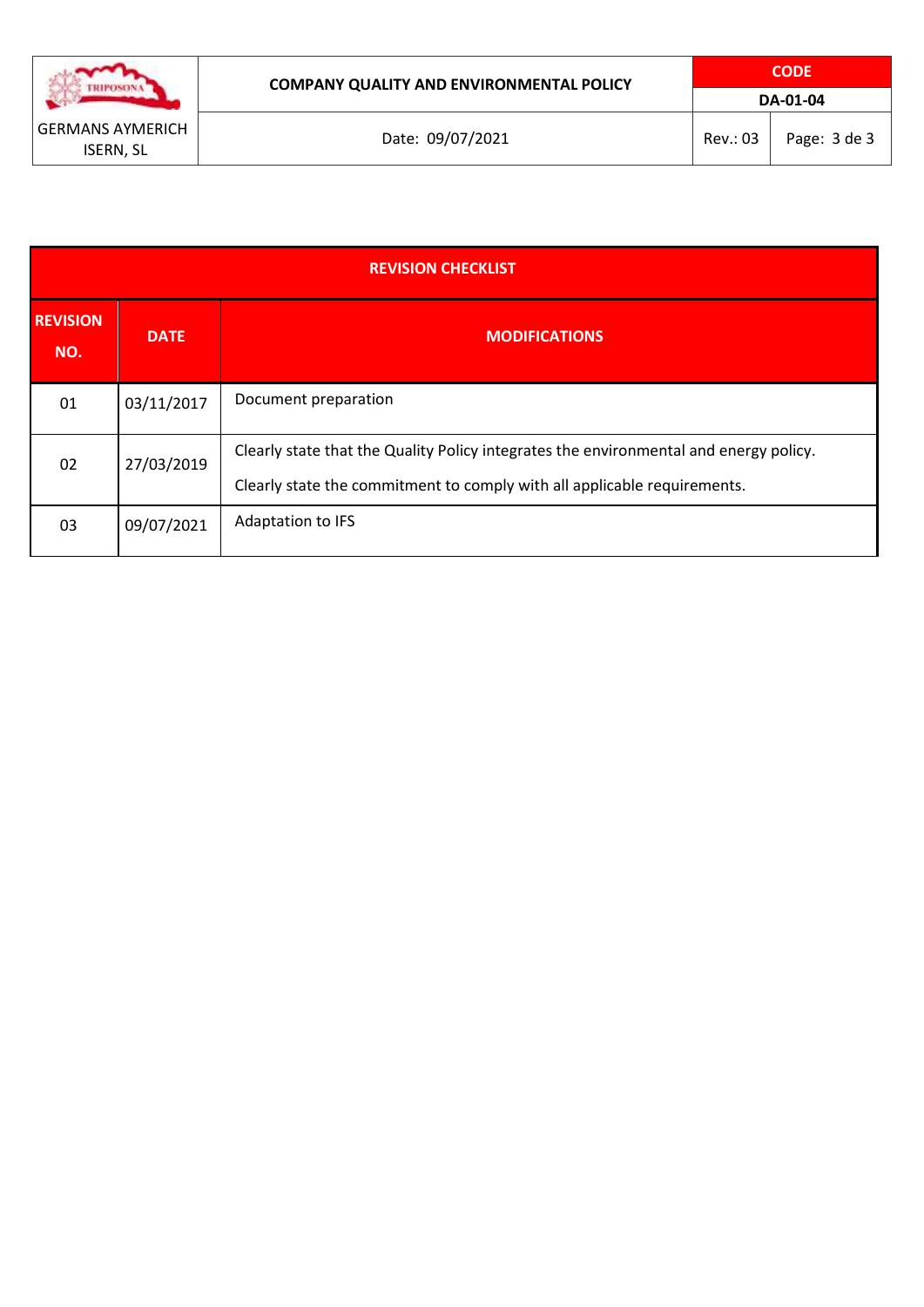| REVISION CHECKLIST | | |
|---|---|---|
| **REVISION NO.** | **DATE** | **MODIFICATIONS** |
| 01 | 03/11/2017 | Document preparation |
| 02 | 27/03/2019 | Clearly state that the Quality Policy integrates the environmental and energy policy. Clearly state the commitment to comply with all applicable requirements. |
| 03 | 09/07/2021 | Adaptation to IFS |